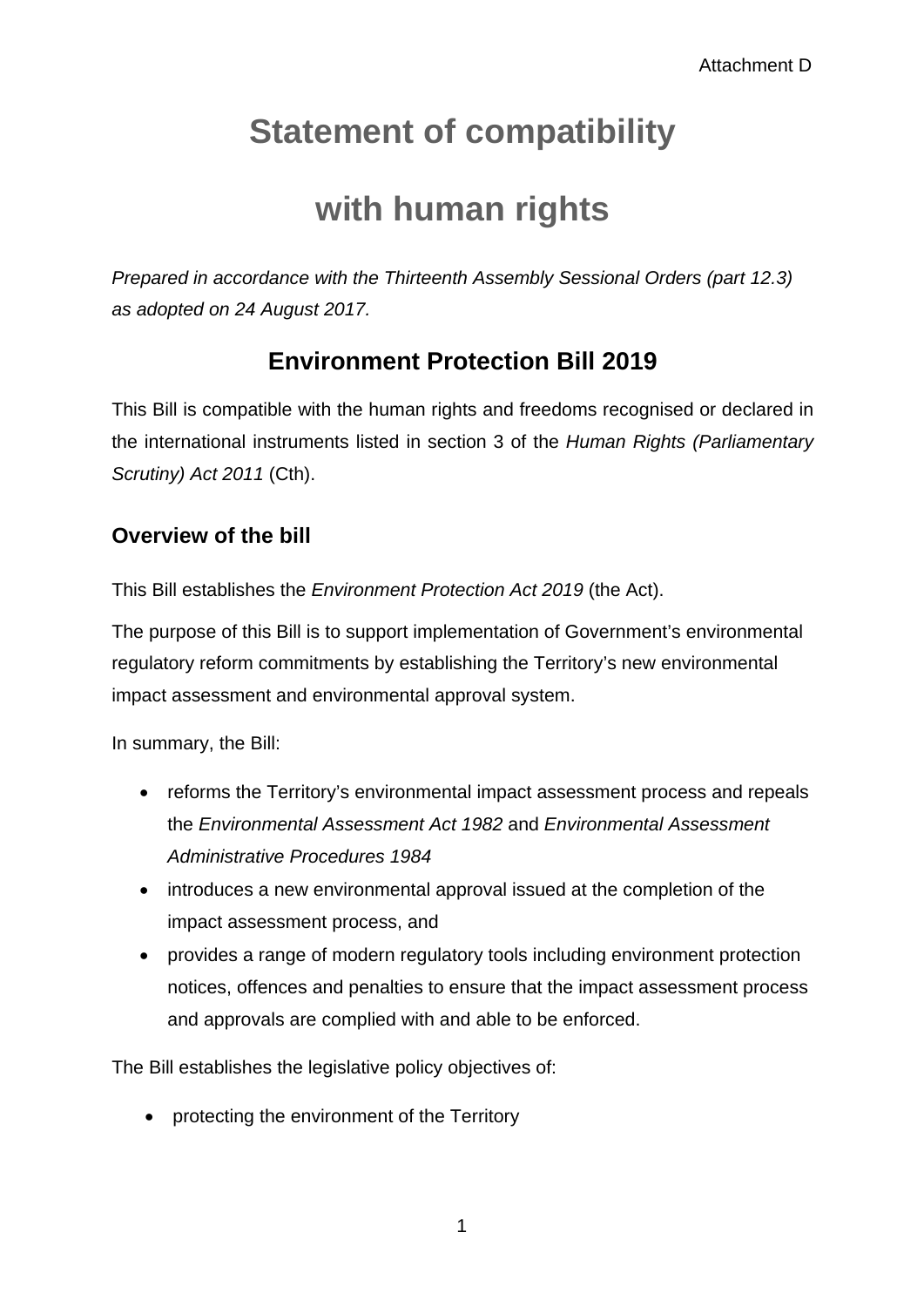Attachment D

# Statement of compatibility with human rights

*Prepared in accordance with the Thirteenth Assembly Sessional Orders (part 12.3) as adopted on 24 August 2017.*

## Environment Protection Bill 2019

This Bill is compatible with the human rights and freedoms recognised or declared in the international instruments listed in section 3 of the *Human Rights (Parliamentary Scrutiny) Act 2011* (Cth).

### Overview of the bill

This Bill establishes the *Environment Protection Act 2019* (the Act).

The purpose of this Bill is to support implementation of Government's environmental regulatory reform commitments by establishing the Territory's new environmental impact assessment and environmental approval system.

In summary, the Bill:

- reforms the Territory's environmental impact assessment process and repeals the *Environmental Assessment Act 1982* and *Environmental Assessment Administrative Procedures 1984*
- introduces a new environmental approval issued at the completion of the impact assessment process, and
- provides a range of modern regulatory tools including environment protection notices, offences and penalties to ensure that the impact assessment process and approvals are complied with and able to be enforced.

The Bill establishes the legislative policy objectives of:

- protecting the environment of the Territory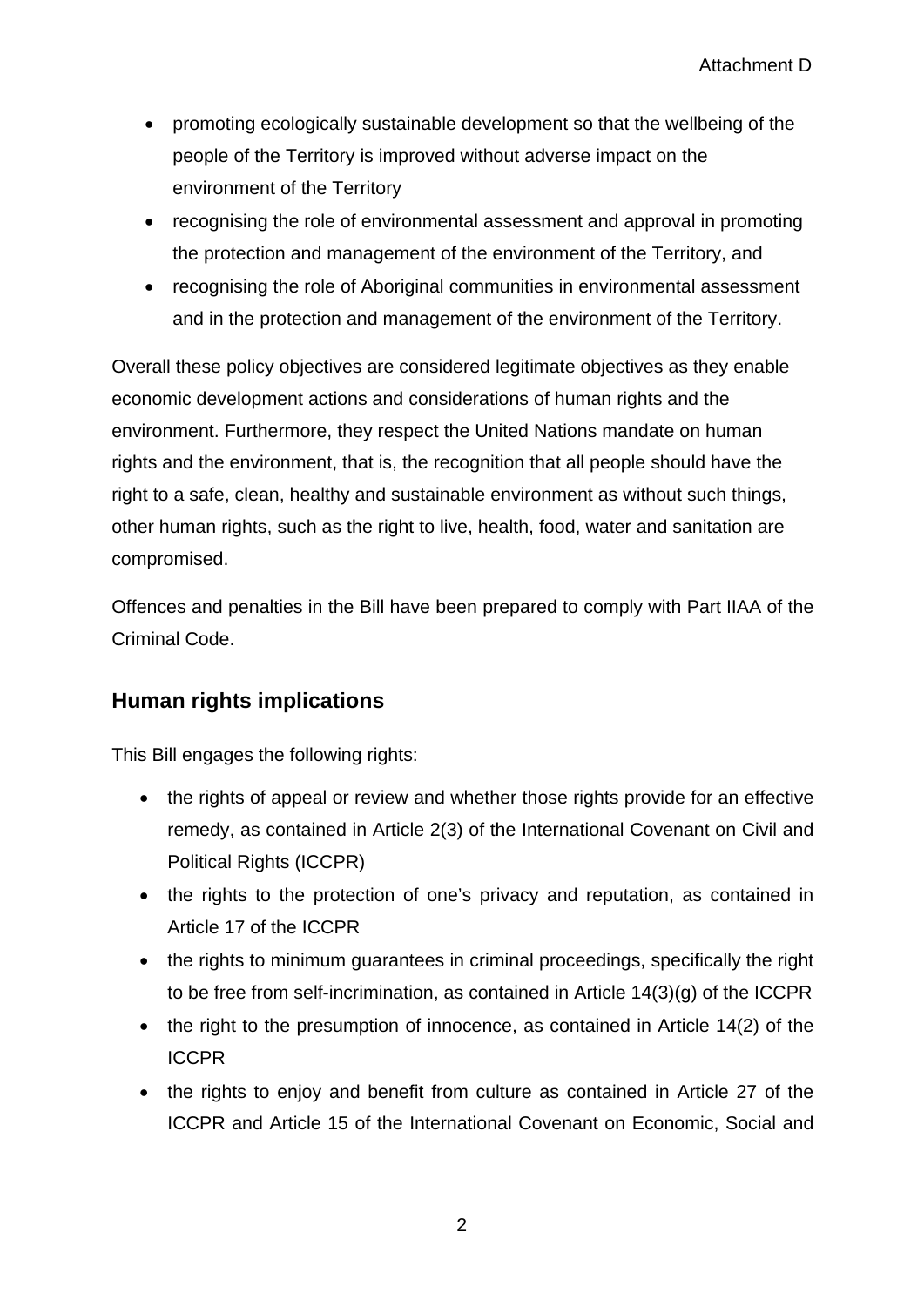- promoting ecologically sustainable development so that the wellbeing of the people of the Territory is improved without adverse impact on the environment of the Territory
- recognising the role of environmental assessment and approval in promoting the protection and management of the environment of the Territory, and
- recognising the role of Aboriginal communities in environmental assessment and in the protection and management of the environment of the Territory.

Overall these policy objectives are considered legitimate objectives as they enable economic development actions and considerations of human rights and the environment. Furthermore, they respect the United Nations mandate on human rights and the environment, that is, the recognition that all people should have the right to a safe, clean, healthy and sustainable environment as without such things, other human rights, such as the right to live, health, food, water and sanitation are compromised.

Offences and penalties in the Bill have been prepared to comply with Part IIAA of the Criminal Code.

## Human rights implications

This Bill engages the following rights:

- the rights of appeal or review and whether those rights provide for an effective remedy, as contained in Article 2(3) of the International Covenant on Civil and Political Rights (ICCPR)
- the rights to the protection of one's privacy and reputation, as contained in Article 17 of the ICCPR
- the rights to minimum guarantees in criminal proceedings, specifically the right to be free from self-incrimination, as contained in Article 14(3)(g) of the ICCPR
- the right to the presumption of innocence, as contained in Article 14(2) of the ICCPR
- the rights to enjoy and benefit from culture as contained in Article 27 of the ICCPR and Article 15 of the International Covenant on Economic, Social and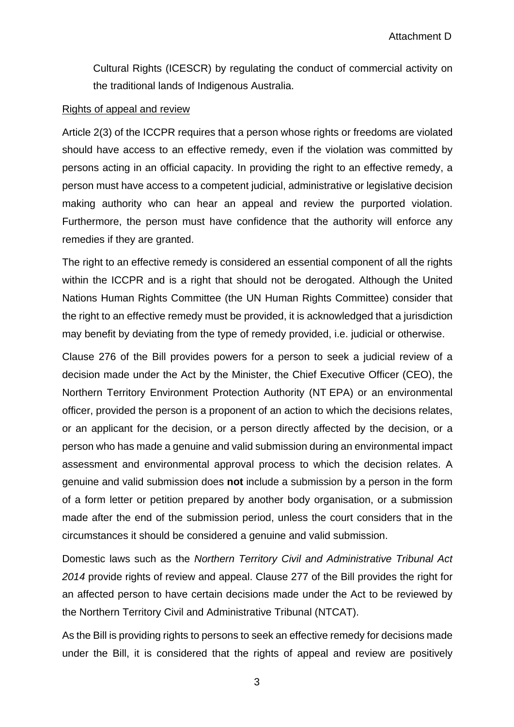Cultural Rights (ICESCR) by regulating the conduct of commercial activity on the traditional lands of Indigenous Australia.

Rights of appeal and review

Article 2(3) of the ICCPR requires that a person whose rights or freedoms are violated should have access to an effective remedy, even if the violation was committed by persons acting in an official capacity. In providing the right to an effective remedy, a person must have access to a competent judicial, administrative or legislative decision making authority who can hear an appeal and review the purported violation. Furthermore, the person must have confidence that the authority will enforce any remedies if they are granted.

The right to an effective remedy is considered an essential component of all the rights within the ICCPR and is a right that should not be derogated. Although the United Nations Human Rights Committee (the UN Human Rights Committee) consider that the right to an effective remedy must be provided, it is acknowledged that a jurisdiction may benefit by deviating from the type of remedy provided, i.e. judicial or otherwise.

Clause 276 of the Bill provides powers for a person to seek a judicial review of a decision made under the Act by the Minister, the Chief Executive Officer (CEO), the Northern Territory Environment Protection Authority (NT EPA) or an environmental officer, provided the person is a proponent of an action to which the decisions relates, or an applicant for the decision, or a person directly affected by the decision, or a person who has made a genuine and valid submission during an environmental impact assessment and environmental approval process to which the decision relates. A genuine and valid submission does **not** include a submission by a person in the form of a form letter or petition prepared by another body organisation, or a submission made after the end of the submission period, unless the court considers that in the circumstances it should be considered a genuine and valid submission.

Domestic laws such as the *Northern Territory Civil and Administrative Tribunal Act 2014* provide rights of review and appeal. Clause 277 of the Bill provides the right for an affected person to have certain decisions made under the Act to be reviewed by the Northern Territory Civil and Administrative Tribunal (NTCAT).

As the Bill is providing rights to persons to seek an effective remedy for decisions made under the Bill, it is considered that the rights of appeal and review are positively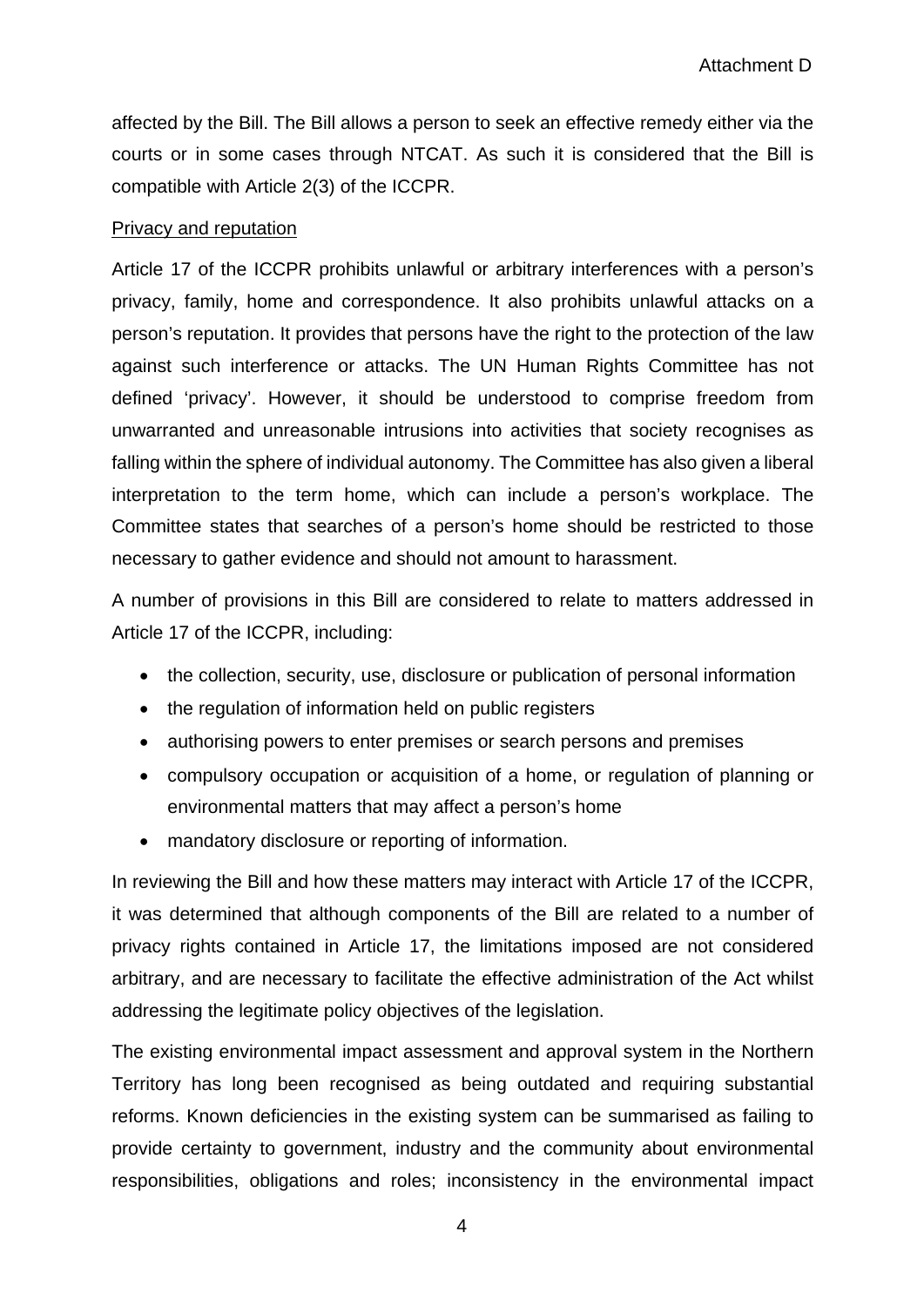affected by the Bill. The Bill allows a person to seek an effective remedy either via the courts or in some cases through NTCAT. As such it is considered that the Bill is compatible with Article 2(3) of the ICCPR.

Privacy and reputation

Article 17 of the ICCPR prohibits unlawful or arbitrary interferences with a person's privacy, family, home and correspondence. It also prohibits unlawful attacks on a person's reputation. It provides that persons have the right to the protection of the law against such interference or attacks. The UN Human Rights Committee has not defined 'privacy'. However, it should be understood to comprise freedom from unwarranted and unreasonable intrusions into activities that society recognises as falling within the sphere of individual autonomy. The Committee has also given a liberal interpretation to the term home, which can include a person's workplace. The Committee states that searches of a person's home should be restricted to those necessary to gather evidence and should not amount to harassment.

A number of provisions in this Bill are considered to relate to matters addressed in Article 17 of the ICCPR, including:

- the collection, security, use, disclosure or publication of personal information
- the regulation of information held on public registers
- authorising powers to enter premises or search persons and premises
- compulsory occupation or acquisition of a home, or regulation of planning or environmental matters that may affect a person's home
- mandatory disclosure or reporting of information.

In reviewing the Bill and how these matters may interact with Article 17 of the ICCPR, it was determined that although components of the Bill are related to a number of privacy rights contained in Article 17, the limitations imposed are not considered arbitrary, and are necessary to facilitate the effective administration of the Act whilst addressing the legitimate policy objectives of the legislation.

The existing environmental impact assessment and approval system in the Northern Territory has long been recognised as being outdated and requiring substantial reforms. Known deficiencies in the existing system can be summarised as failing to provide certainty to government, industry and the community about environmental responsibilities, obligations and roles; inconsistency in the environmental impact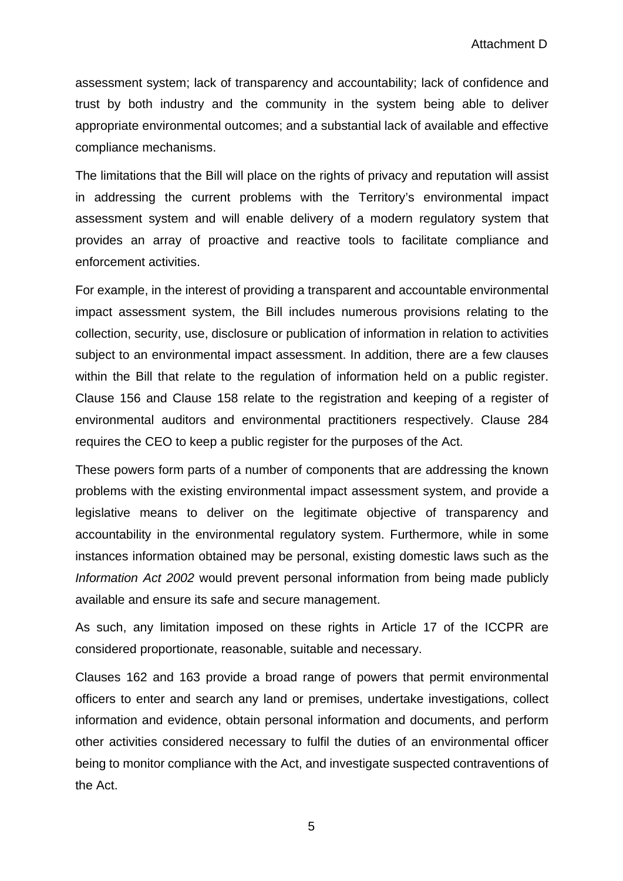assessment system; lack of transparency and accountability; lack of confidence and trust by both industry and the community in the system being able to deliver appropriate environmental outcomes; and a substantial lack of available and effective compliance mechanisms.

The limitations that the Bill will place on the rights of privacy and reputation will assist in addressing the current problems with the Territory's environmental impact assessment system and will enable delivery of a modern regulatory system that provides an array of proactive and reactive tools to facilitate compliance and enforcement activities.

For example, in the interest of providing a transparent and accountable environmental impact assessment system, the Bill includes numerous provisions relating to the collection, security, use, disclosure or publication of information in relation to activities subject to an environmental impact assessment. In addition, there are a few clauses within the Bill that relate to the regulation of information held on a public register. Clause 156 and Clause 158 relate to the registration and keeping of a register of environmental auditors and environmental practitioners respectively. Clause 284 requires the CEO to keep a public register for the purposes of the Act.

These powers form parts of a number of components that are addressing the known problems with the existing environmental impact assessment system, and provide a legislative means to deliver on the legitimate objective of transparency and accountability in the environmental regulatory system. Furthermore, while in some instances information obtained may be personal, existing domestic laws such as the *Information Act 2002* would prevent personal information from being made publicly available and ensure its safe and secure management.

As such, any limitation imposed on these rights in Article 17 of the ICCPR are considered proportionate, reasonable, suitable and necessary.

Clauses 162 and 163 provide a broad range of powers that permit environmental officers to enter and search any land or premises, undertake investigations, collect information and evidence, obtain personal information and documents, and perform other activities considered necessary to fulfil the duties of an environmental officer being to monitor compliance with the Act, and investigate suspected contraventions of the Act.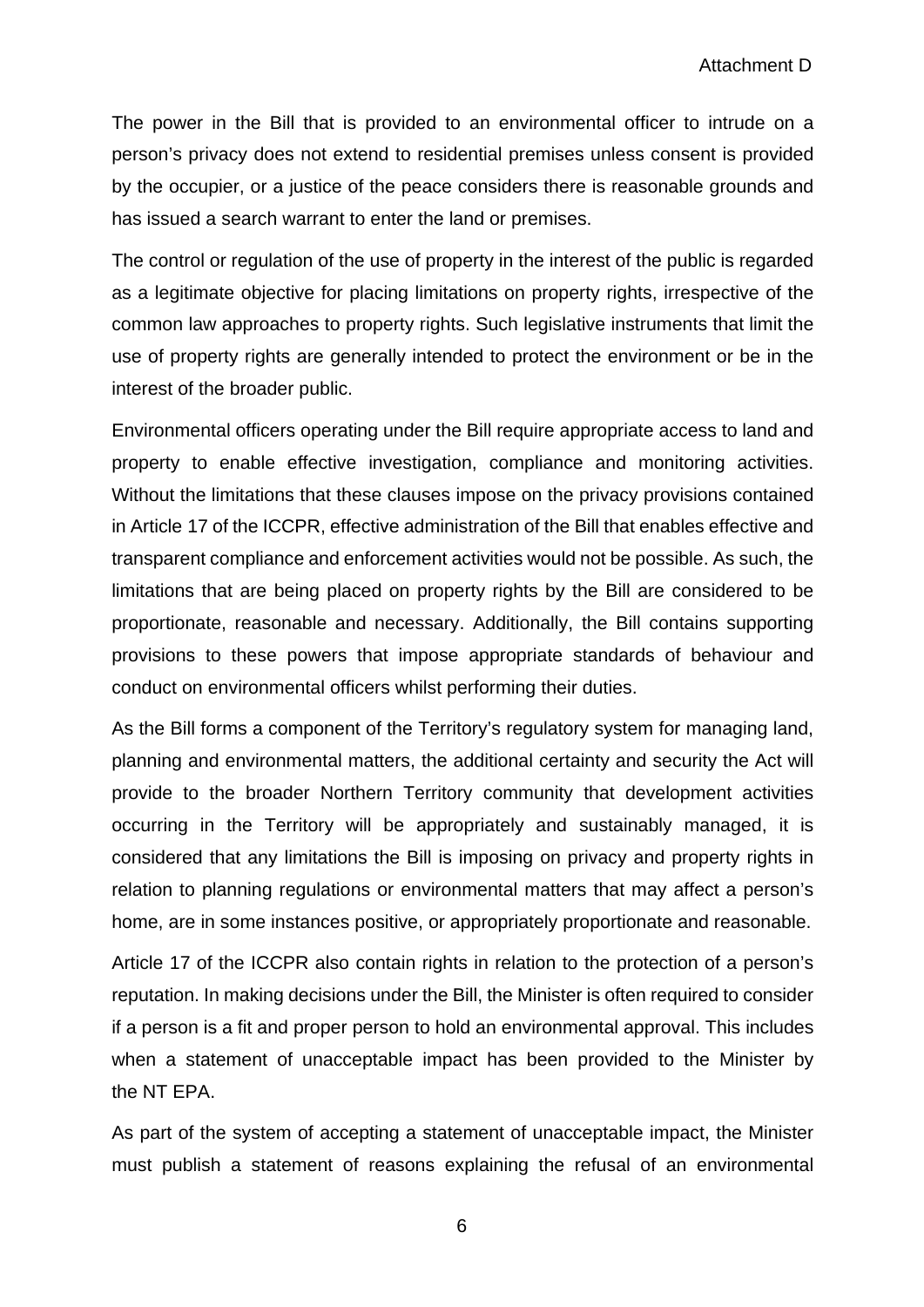The power in the Bill that is provided to an environmental officer to intrude on a person's privacy does not extend to residential premises unless consent is provided by the occupier, or a justice of the peace considers there is reasonable grounds and has issued a search warrant to enter the land or premises.

The control or regulation of the use of property in the interest of the public is regarded as a legitimate objective for placing limitations on property rights, irrespective of the common law approaches to property rights. Such legislative instruments that limit the use of property rights are generally intended to protect the environment or be in the interest of the broader public.

Environmental officers operating under the Bill require appropriate access to land and property to enable effective investigation, compliance and monitoring activities. Without the limitations that these clauses impose on the privacy provisions contained in Article 17 of the ICCPR, effective administration of the Bill that enables effective and transparent compliance and enforcement activities would not be possible. As such, the limitations that are being placed on property rights by the Bill are considered to be proportionate, reasonable and necessary. Additionally, the Bill contains supporting provisions to these powers that impose appropriate standards of behaviour and conduct on environmental officers whilst performing their duties.

As the Bill forms a component of the Territory's regulatory system for managing land, planning and environmental matters, the additional certainty and security the Act will provide to the broader Northern Territory community that development activities occurring in the Territory will be appropriately and sustainably managed, it is considered that any limitations the Bill is imposing on privacy and property rights in relation to planning regulations or environmental matters that may affect a person's home, are in some instances positive, or appropriately proportionate and reasonable.

Article 17 of the ICCPR also contain rights in relation to the protection of a person's reputation. In making decisions under the Bill, the Minister is often required to consider if a person is a fit and proper person to hold an environmental approval. This includes when a statement of unacceptable impact has been provided to the Minister by the NT EPA.

As part of the system of accepting a statement of unacceptable impact, the Minister must publish a statement of reasons explaining the refusal of an environmental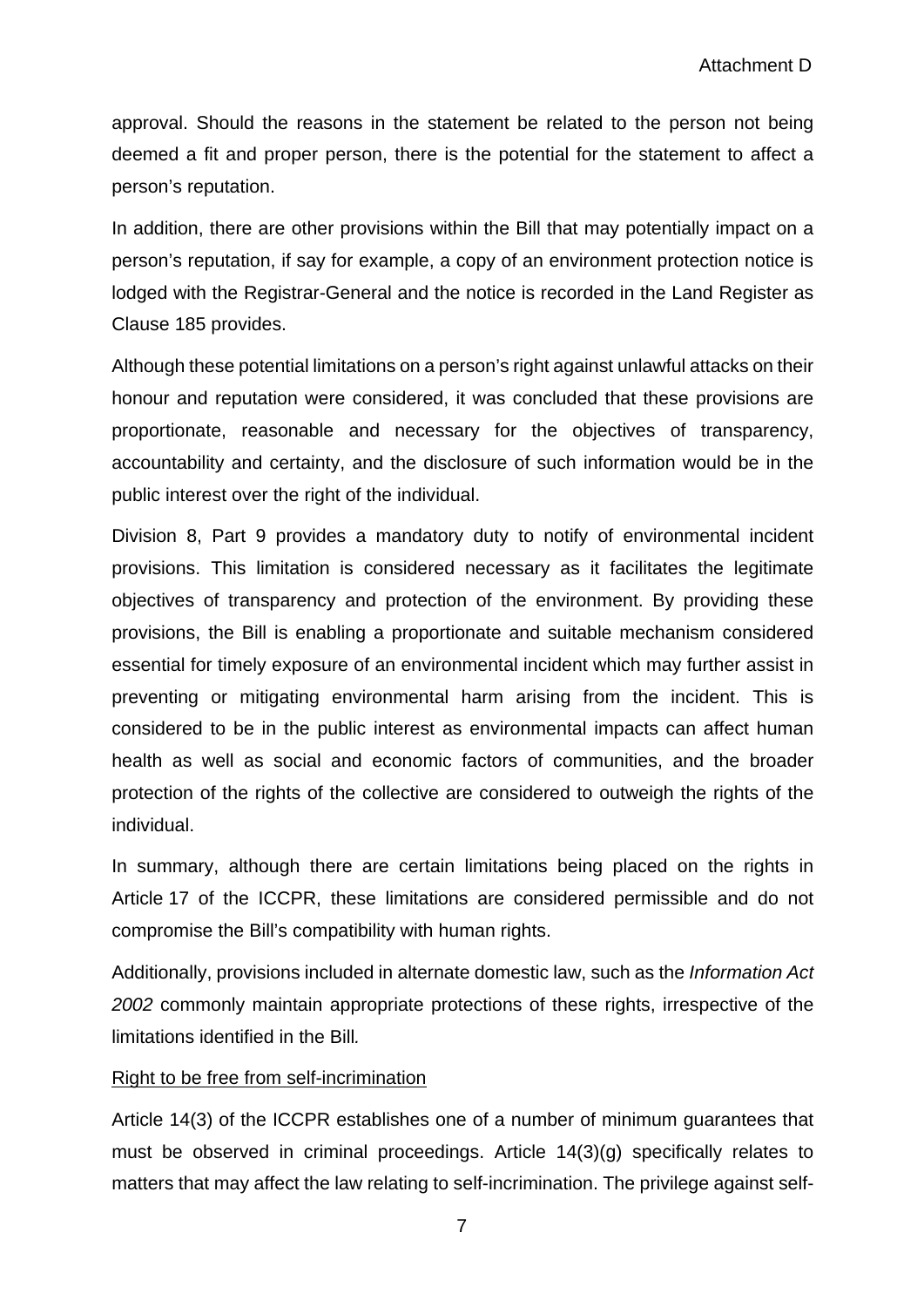approval. Should the reasons in the statement be related to the person not being deemed a fit and proper person, there is the potential for the statement to affect a person's reputation.

In addition, there are other provisions within the Bill that may potentially impact on a person's reputation, if say for example, a copy of an environment protection notice is lodged with the Registrar-General and the notice is recorded in the Land Register as Clause 185 provides.

Although these potential limitations on a person's right against unlawful attacks on their honour and reputation were considered, it was concluded that these provisions are proportionate, reasonable and necessary for the objectives of transparency, accountability and certainty, and the disclosure of such information would be in the public interest over the right of the individual.

Division 8, Part 9 provides a mandatory duty to notify of environmental incident provisions. This limitation is considered necessary as it facilitates the legitimate objectives of transparency and protection of the environment. By providing these provisions, the Bill is enabling a proportionate and suitable mechanism considered essential for timely exposure of an environmental incident which may further assist in preventing or mitigating environmental harm arising from the incident. This is considered to be in the public interest as environmental impacts can affect human health as well as social and economic factors of communities, and the broader protection of the rights of the collective are considered to outweigh the rights of the individual.

In summary, although there are certain limitations being placed on the rights in Article 17 of the ICCPR, these limitations are considered permissible and do not compromise the Bill's compatibility with human rights.

Additionally, provisions included in alternate domestic law, such as the *Information Act 2002* commonly maintain appropriate protections of these rights, irrespective of the limitations identified in the Bill.

<u>Right to be free from self-incrimination</u>

Article 14(3) of the ICCPR establishes one of a number of minimum guarantees that must be observed in criminal proceedings. Article 14(3)(g) specifically relates to matters that may affect the law relating to self-incrimination. The privilege against self-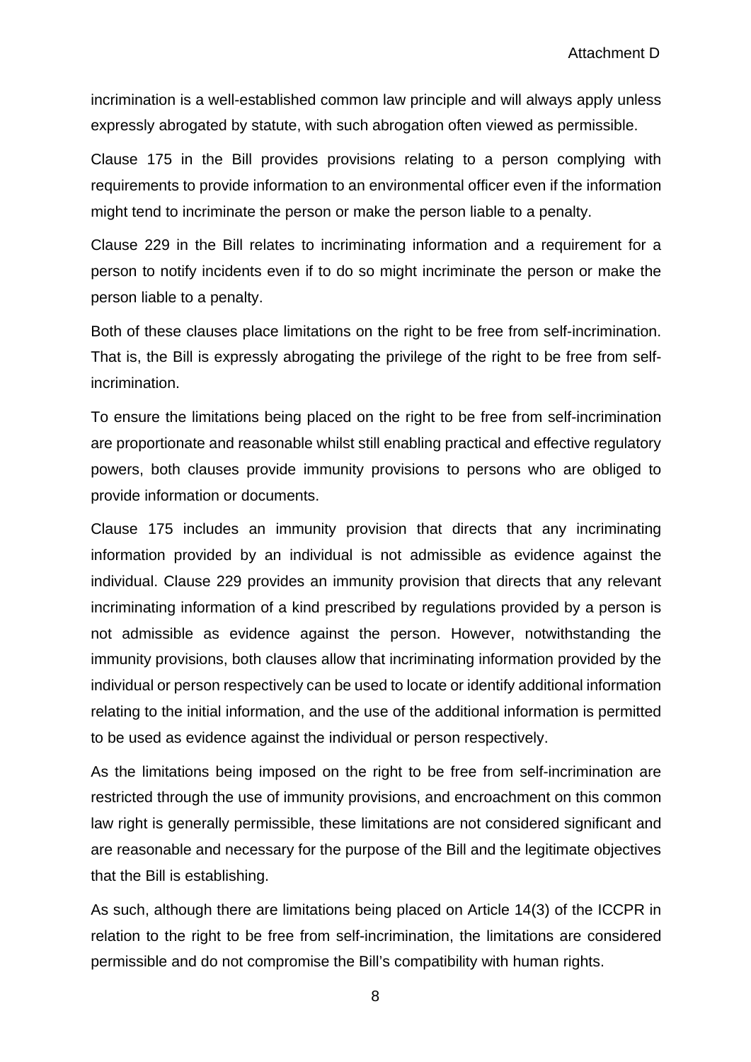incrimination is a well-established common law principle and will always apply unless expressly abrogated by statute, with such abrogation often viewed as permissible.

Clause 175 in the Bill provides provisions relating to a person complying with requirements to provide information to an environmental officer even if the information might tend to incriminate the person or make the person liable to a penalty.

Clause 229 in the Bill relates to incriminating information and a requirement for a person to notify incidents even if to do so might incriminate the person or make the person liable to a penalty.

Both of these clauses place limitations on the right to be free from self-incrimination. That is, the Bill is expressly abrogating the privilege of the right to be free from self-incrimination.

To ensure the limitations being placed on the right to be free from self-incrimination are proportionate and reasonable whilst still enabling practical and effective regulatory powers, both clauses provide immunity provisions to persons who are obliged to provide information or documents.

Clause 175 includes an immunity provision that directs that any incriminating information provided by an individual is not admissible as evidence against the individual. Clause 229 provides an immunity provision that directs that any relevant incriminating information of a kind prescribed by regulations provided by a person is not admissible as evidence against the person. However, notwithstanding the immunity provisions, both clauses allow that incriminating information provided by the individual or person respectively can be used to locate or identify additional information relating to the initial information, and the use of the additional information is permitted to be used as evidence against the individual or person respectively.

As the limitations being imposed on the right to be free from self-incrimination are restricted through the use of immunity provisions, and encroachment on this common law right is generally permissible, these limitations are not considered significant and are reasonable and necessary for the purpose of the Bill and the legitimate objectives that the Bill is establishing.

As such, although there are limitations being placed on Article 14(3) of the ICCPR in relation to the right to be free from self-incrimination, the limitations are considered permissible and do not compromise the Bill's compatibility with human rights.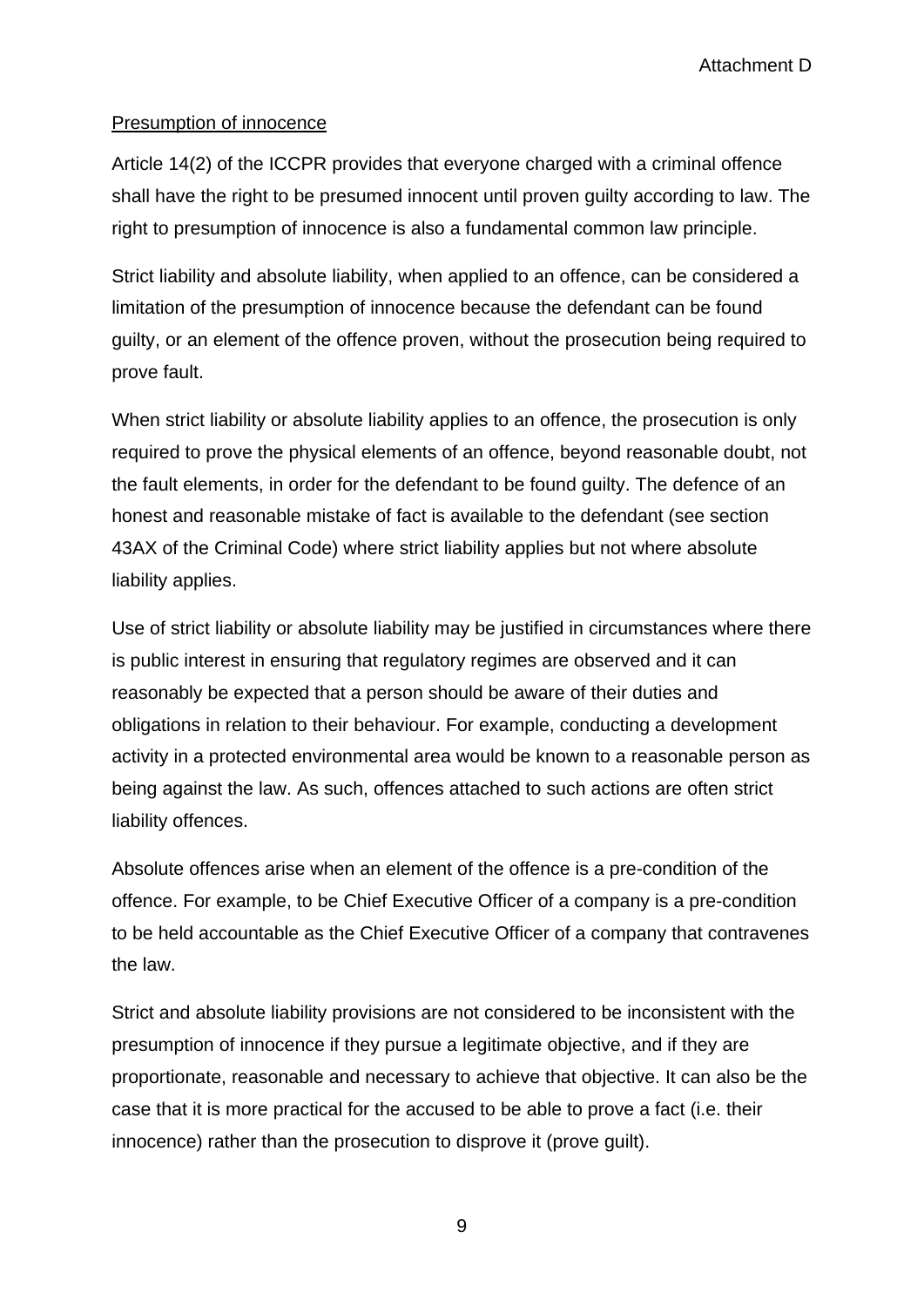Attachment D

Presumption of innocence

Article 14(2) of the ICCPR provides that everyone charged with a criminal offence shall have the right to be presumed innocent until proven guilty according to law. The right to presumption of innocence is also a fundamental common law principle.

Strict liability and absolute liability, when applied to an offence, can be considered a limitation of the presumption of innocence because the defendant can be found guilty, or an element of the offence proven, without the prosecution being required to prove fault.

When strict liability or absolute liability applies to an offence, the prosecution is only required to prove the physical elements of an offence, beyond reasonable doubt, not the fault elements, in order for the defendant to be found guilty. The defence of an honest and reasonable mistake of fact is available to the defendant (see section 43AX of the Criminal Code) where strict liability applies but not where absolute liability applies.

Use of strict liability or absolute liability may be justified in circumstances where there is public interest in ensuring that regulatory regimes are observed and it can reasonably be expected that a person should be aware of their duties and obligations in relation to their behaviour. For example, conducting a development activity in a protected environmental area would be known to a reasonable person as being against the law. As such, offences attached to such actions are often strict liability offences.

Absolute offences arise when an element of the offence is a pre-condition of the offence. For example, to be Chief Executive Officer of a company is a pre-condition to be held accountable as the Chief Executive Officer of a company that contravenes the law.

Strict and absolute liability provisions are not considered to be inconsistent with the presumption of innocence if they pursue a legitimate objective, and if they are proportionate, reasonable and necessary to achieve that objective. It can also be the case that it is more practical for the accused to be able to prove a fact (i.e. their innocence) rather than the prosecution to disprove it (prove guilt).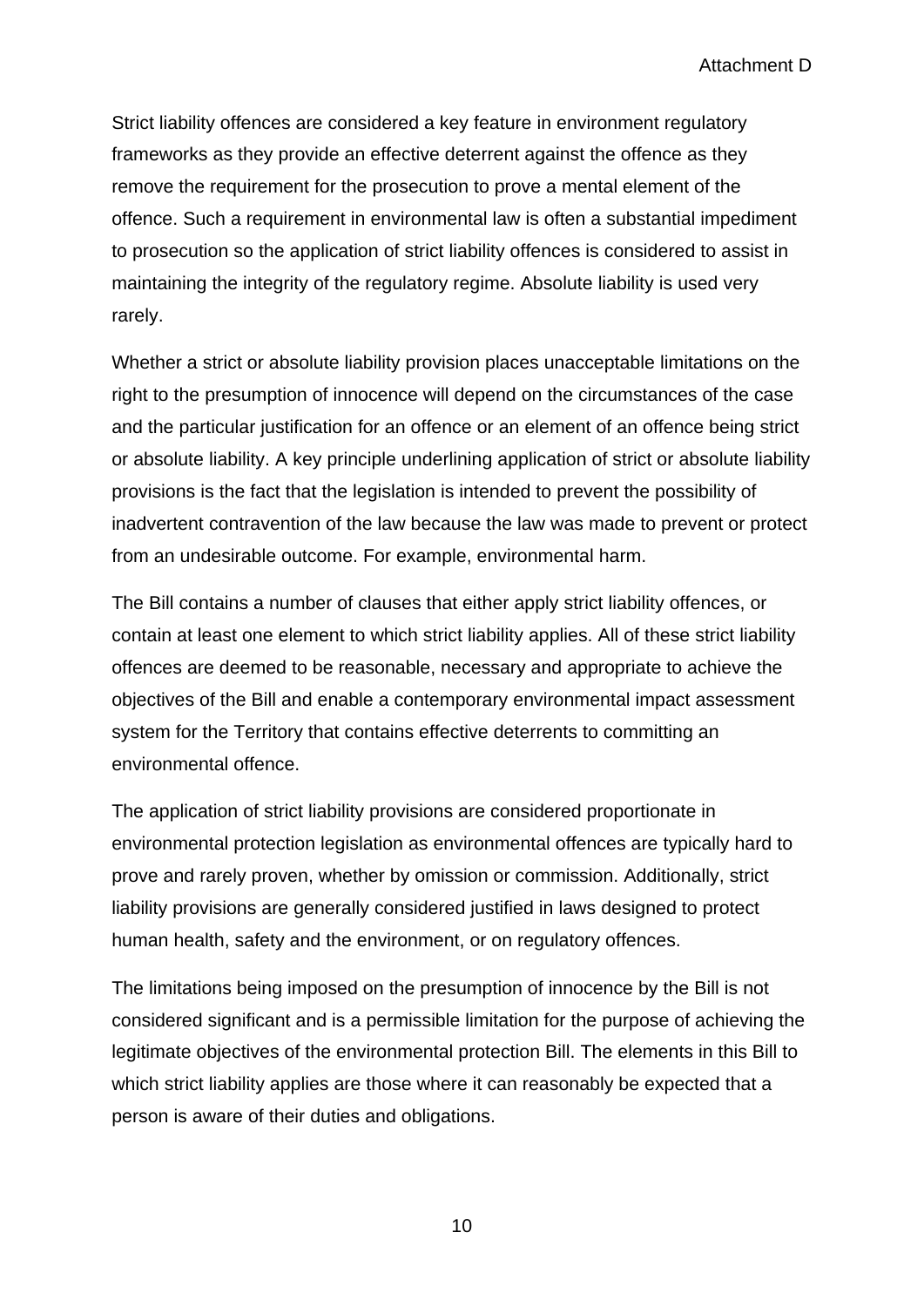Strict liability offences are considered a key feature in environment regulatory frameworks as they provide an effective deterrent against the offence as they remove the requirement for the prosecution to prove a mental element of the offence. Such a requirement in environmental law is often a substantial impediment to prosecution so the application of strict liability offences is considered to assist in maintaining the integrity of the regulatory regime. Absolute liability is used very rarely.

Whether a strict or absolute liability provision places unacceptable limitations on the right to the presumption of innocence will depend on the circumstances of the case and the particular justification for an offence or an element of an offence being strict or absolute liability. A key principle underlining application of strict or absolute liability provisions is the fact that the legislation is intended to prevent the possibility of inadvertent contravention of the law because the law was made to prevent or protect from an undesirable outcome. For example, environmental harm.

The Bill contains a number of clauses that either apply strict liability offences, or contain at least one element to which strict liability applies. All of these strict liability offences are deemed to be reasonable, necessary and appropriate to achieve the objectives of the Bill and enable a contemporary environmental impact assessment system for the Territory that contains effective deterrents to committing an environmental offence.

The application of strict liability provisions are considered proportionate in environmental protection legislation as environmental offences are typically hard to prove and rarely proven, whether by omission or commission. Additionally, strict liability provisions are generally considered justified in laws designed to protect human health, safety and the environment, or on regulatory offences.

The limitations being imposed on the presumption of innocence by the Bill is not considered significant and is a permissible limitation for the purpose of achieving the legitimate objectives of the environmental protection Bill. The elements in this Bill to which strict liability applies are those where it can reasonably be expected that a person is aware of their duties and obligations.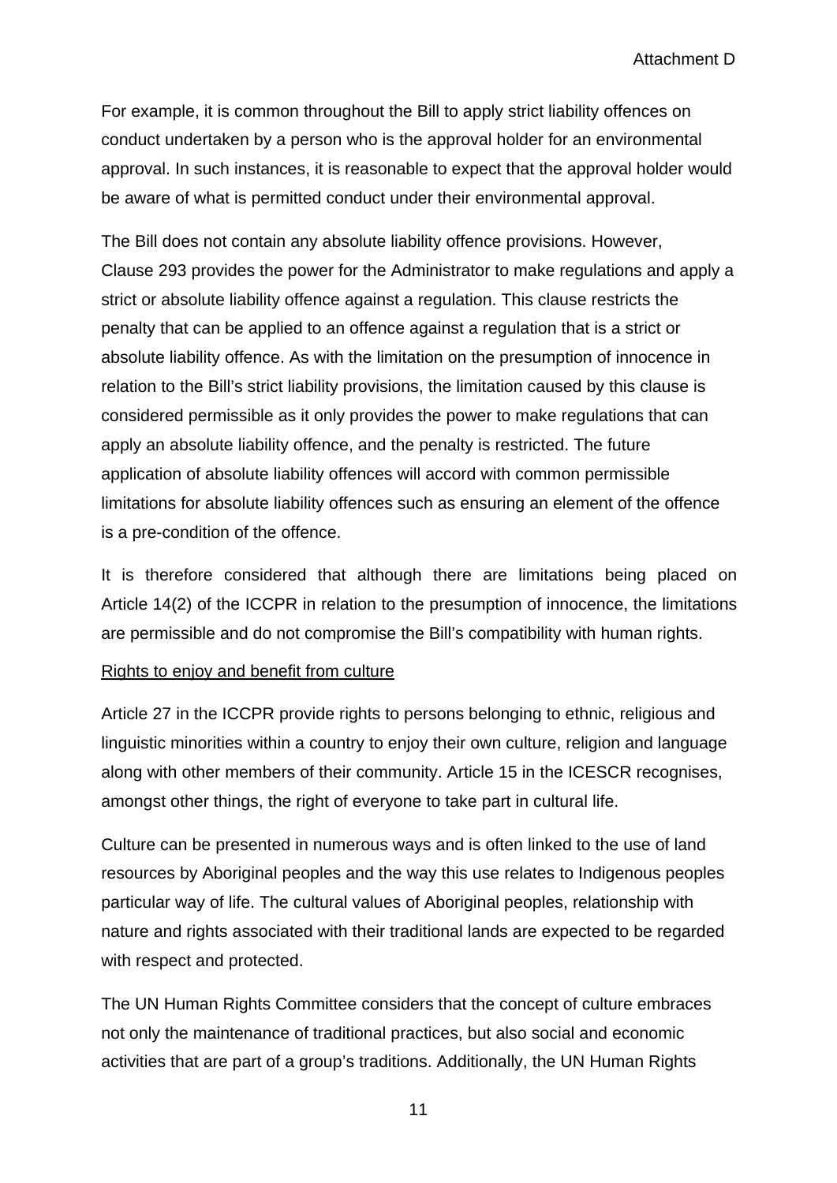For example, it is common throughout the Bill to apply strict liability offences on conduct undertaken by a person who is the approval holder for an environmental approval. In such instances, it is reasonable to expect that the approval holder would be aware of what is permitted conduct under their environmental approval.

The Bill does not contain any absolute liability offence provisions. However, Clause 293 provides the power for the Administrator to make regulations and apply a strict or absolute liability offence against a regulation. This clause restricts the penalty that can be applied to an offence against a regulation that is a strict or absolute liability offence. As with the limitation on the presumption of innocence in relation to the Bill's strict liability provisions, the limitation caused by this clause is considered permissible as it only provides the power to make regulations that can apply an absolute liability offence, and the penalty is restricted. The future application of absolute liability offences will accord with common permissible limitations for absolute liability offences such as ensuring an element of the offence is a pre-condition of the offence.

It is therefore considered that although there are limitations being placed on Article 14(2) of the ICCPR in relation to the presumption of innocence, the limitations are permissible and do not compromise the Bill's compatibility with human rights.

Rights to enjoy and benefit from culture

Article 27 in the ICCPR provide rights to persons belonging to ethnic, religious and linguistic minorities within a country to enjoy their own culture, religion and language along with other members of their community. Article 15 in the ICESCR recognises, amongst other things, the right of everyone to take part in cultural life.

Culture can be presented in numerous ways and is often linked to the use of land resources by Aboriginal peoples and the way this use relates to Indigenous peoples particular way of life. The cultural values of Aboriginal peoples, relationship with nature and rights associated with their traditional lands are expected to be regarded with respect and protected.

The UN Human Rights Committee considers that the concept of culture embraces not only the maintenance of traditional practices, but also social and economic activities that are part of a group's traditions. Additionally, the UN Human Rights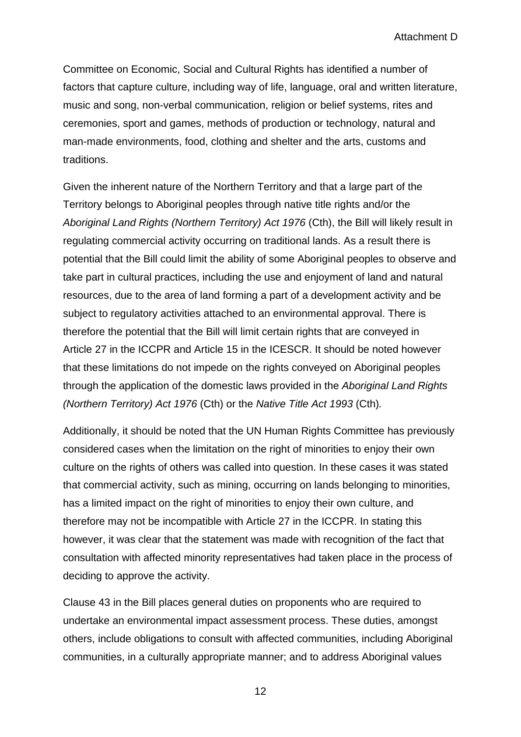Committee on Economic, Social and Cultural Rights has identified a number of factors that capture culture, including way of life, language, oral and written literature, music and song, non-verbal communication, religion or belief systems, rites and ceremonies, sport and games, methods of production or technology, natural and man-made environments, food, clothing and shelter and the arts, customs and traditions.

Given the inherent nature of the Northern Territory and that a large part of the Territory belongs to Aboriginal peoples through native title rights and/or the *Aboriginal Land Rights (Northern Territory) Act 1976* (Cth), the Bill will likely result in regulating commercial activity occurring on traditional lands. As a result there is potential that the Bill could limit the ability of some Aboriginal peoples to observe and take part in cultural practices, including the use and enjoyment of land and natural resources, due to the area of land forming a part of a development activity and be subject to regulatory activities attached to an environmental approval. There is therefore the potential that the Bill will limit certain rights that are conveyed in Article 27 in the ICCPR and Article 15 in the ICESCR. It should be noted however that these limitations do not impede on the rights conveyed on Aboriginal peoples through the application of the domestic laws provided in the *Aboriginal Land Rights (Northern Territory) Act 1976* (Cth) or the *Native Title Act 1993* (Cth).

Additionally, it should be noted that the UN Human Rights Committee has previously considered cases when the limitation on the right of minorities to enjoy their own culture on the rights of others was called into question. In these cases it was stated that commercial activity, such as mining, occurring on lands belonging to minorities, has a limited impact on the right of minorities to enjoy their own culture, and therefore may not be incompatible with Article 27 in the ICCPR. In stating this however, it was clear that the statement was made with recognition of the fact that consultation with affected minority representatives had taken place in the process of deciding to approve the activity.

Clause 43 in the Bill places general duties on proponents who are required to undertake an environmental impact assessment process. These duties, amongst others, include obligations to consult with affected communities, including Aboriginal communities, in a culturally appropriate manner; and to address Aboriginal values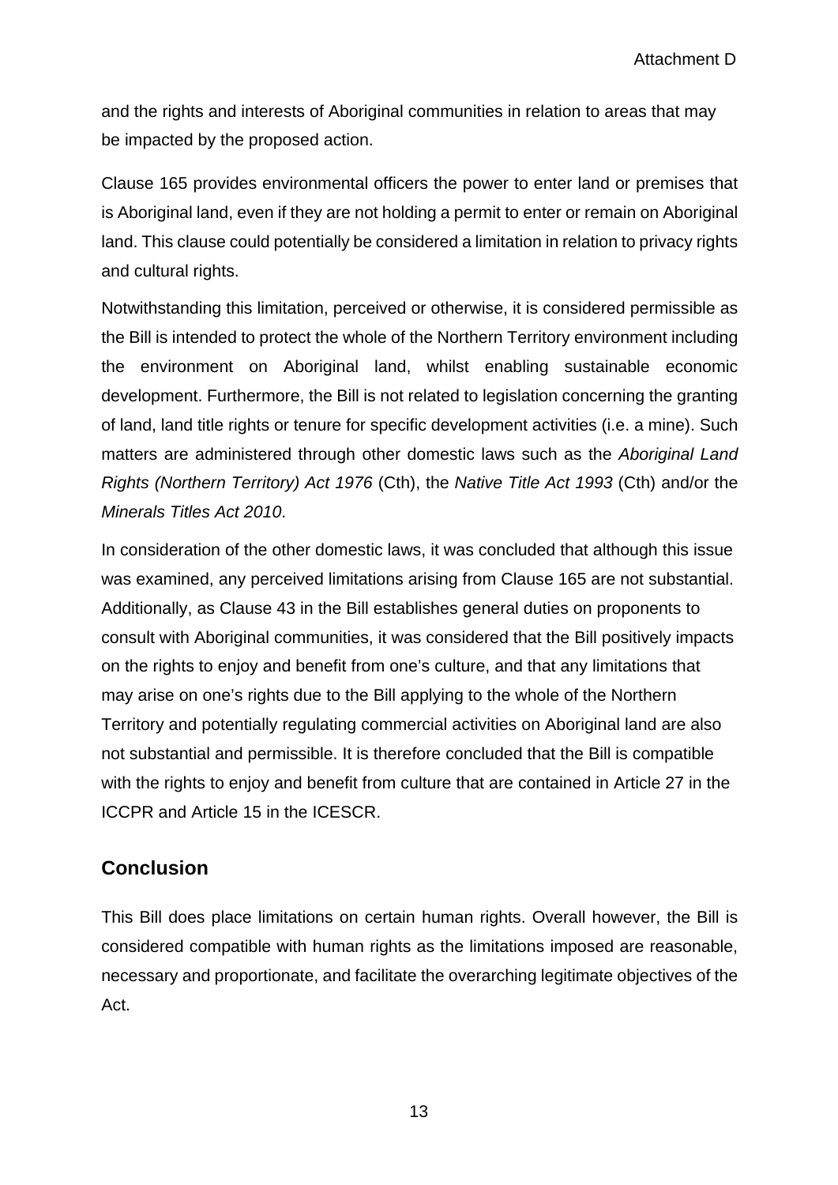and the rights and interests of Aboriginal communities in relation to areas that may be impacted by the proposed action.

Clause 165 provides environmental officers the power to enter land or premises that is Aboriginal land, even if they are not holding a permit to enter or remain on Aboriginal land. This clause could potentially be considered a limitation in relation to privacy rights and cultural rights.

Notwithstanding this limitation, perceived or otherwise, it is considered permissible as the Bill is intended to protect the whole of the Northern Territory environment including the environment on Aboriginal land, whilst enabling sustainable economic development. Furthermore, the Bill is not related to legislation concerning the granting of land, land title rights or tenure for specific development activities (i.e. a mine). Such matters are administered through other domestic laws such as the *Aboriginal Land Rights (Northern Territory) Act 1976* (Cth), the *Native Title Act 1993* (Cth) and/or the *Minerals Titles Act 2010*.

In consideration of the other domestic laws, it was concluded that although this issue was examined, any perceived limitations arising from Clause 165 are not substantial. Additionally, as Clause 43 in the Bill establishes general duties on proponents to consult with Aboriginal communities, it was considered that the Bill positively impacts on the rights to enjoy and benefit from one's culture, and that any limitations that may arise on one's rights due to the Bill applying to the whole of the Northern Territory and potentially regulating commercial activities on Aboriginal land are also not substantial and permissible. It is therefore concluded that the Bill is compatible with the rights to enjoy and benefit from culture that are contained in Article 27 in the ICCPR and Article 15 in the ICESCR.

## Conclusion

This Bill does place limitations on certain human rights. Overall however, the Bill is considered compatible with human rights as the limitations imposed are reasonable, necessary and proportionate, and facilitate the overarching legitimate objectives of the Act.